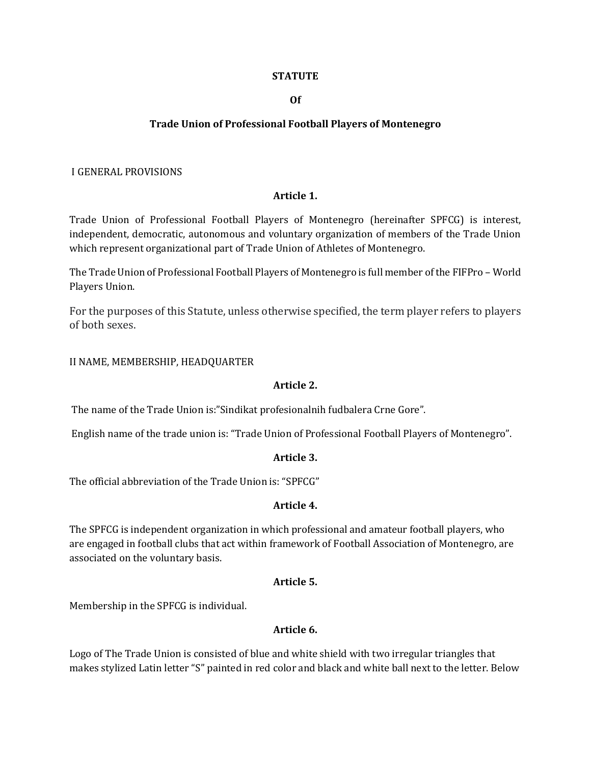**STATUTE**

**Of**

**Trade Union of Professional Football Players of Montenegro**

I GENERAL PROVISIONS

**Article 1.**

Trade Union of Professional Football Players of Montenegro (hereinafter SPFCG) is interest, independent, democratic, autonomous and voluntary organization of members of the Trade Union which represent organizational part of Trade Union of Athletes of Montenegro.

The Trade Union of Professional Football Players of Montenegro is full member of the FIFPro – World Players Union.

For the purposes of this Statute, unless otherwise specified, the term player refers to players of both sexes.

II NAME, MEMBERSHIP, HEADQUARTER

**Article 2.**

The name of the Trade Union is:"Sindikat profesionalnih fudbalera Crne Gore".

English name of the trade union is: "Trade Union of Professional Football Players of Montenegro".

**Article 3.**

The official abbreviation of the Trade Union is: "SPFCG"

**Article 4.**

The SPFCG is independent organization in which professional and amateur football players, who are engaged in football clubs that act within framework of Football Association of Montenegro, are associated on the voluntary basis.

**Article 5.**

Membership in the SPFCG is individual.

**Article 6.**

Logo of The Trade Union is consisted of blue and white shield with two irregular triangles that makes stylized Latin letter "S" painted in red color and black and white ball next to the letter. Below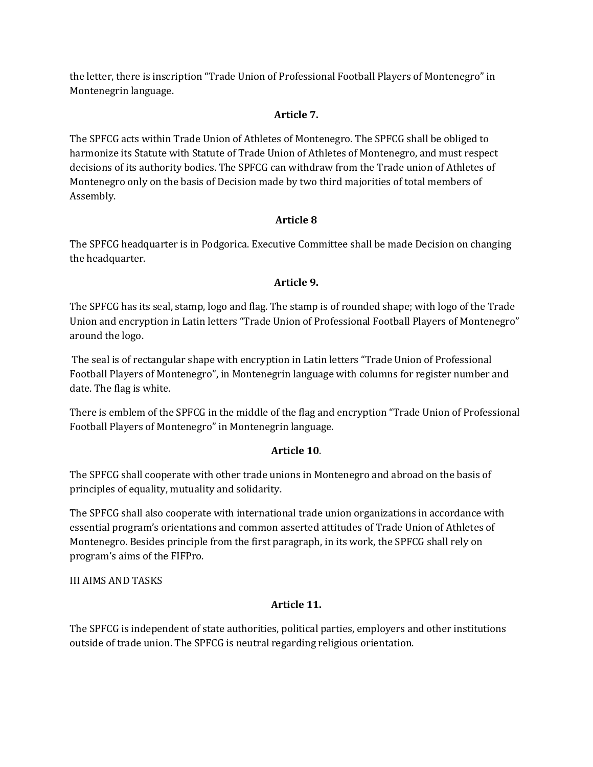the letter, there is inscription “Trade Union of Professional Football Players of Montenegro” in Montenegrin language.

**Article 7.**

The SPFCG acts within Trade Union of Athletes of Montenegro. The SPFCG shall be obliged to harmonize its Statute with Statute of Trade Union of Athletes of Montenegro, and must respect decisions of its authority bodies. The SPFCG can withdraw from the Trade union of Athletes of Montenegro only on the basis of Decision made by two third majorities of total members of Assembly.

**Article 8**

The SPFCG headquarter is in Podgorica. Executive Committee shall be made Decision on changing the headquarter.

**Article 9.**

The SPFCG has its seal, stamp, logo and flag. The stamp is of rounded shape; with logo of the Trade Union and encryption in Latin letters “Trade Union of Professional Football Players of Montenegro” around the logo.

The seal is of rectangular shape with encryption in Latin letters “Trade Union of Professional Football Players of Montenegro”, in Montenegrin language with columns for register number and date. The flag is white.

There is emblem of the SPFCG in the middle of the flag and encryption “Trade Union of Professional Football Players of Montenegro” in Montenegrin language.

**Article 10**.

The SPFCG shall cooperate with other trade unions in Montenegro and abroad on the basis of principles of equality, mutuality and solidarity.

The SPFCG shall also cooperate with international trade union organizations in accordance with essential program’s orientations and common asserted attitudes of Trade Union of Athletes of Montenegro. Besides principle from the first paragraph, in its work, the SPFCG shall rely on program’s aims of the FIFPro.

III AIMS AND TASKS

**Article 11.**

The SPFCG is independent of state authorities, political parties, employers and other institutions outside of trade union. The SPFCG is neutral regarding religious orientation.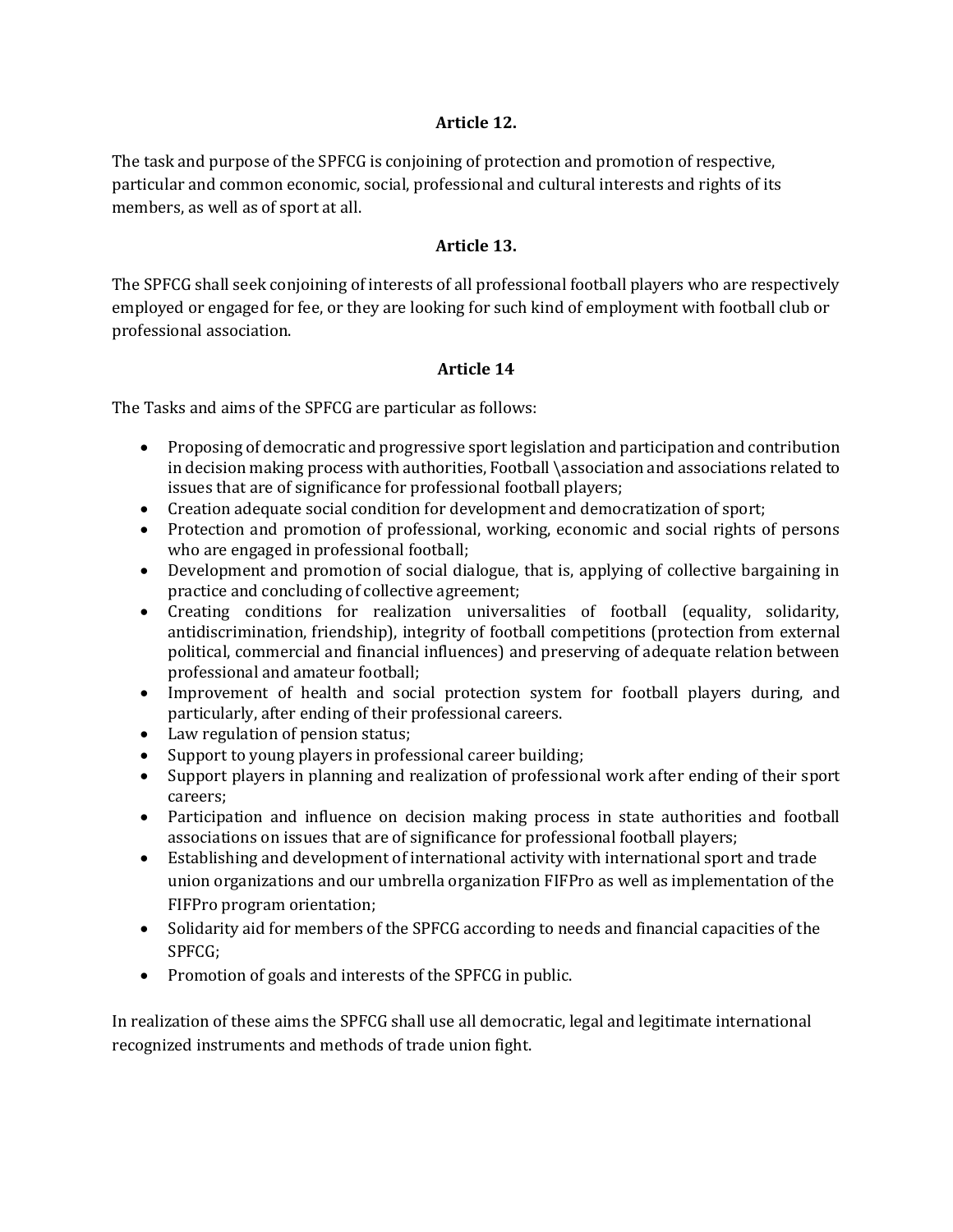**Article 12.**

The task and purpose of the SPFCG is conjoining of protection and promotion of respective, particular and common economic, social, professional and cultural interests and rights of its members, as well as of sport at all.

**Article 13.**

The SPFCG shall seek conjoining of interests of all professional football players who are respectively employed or engaged for fee, or they are looking for such kind of employment with football club or professional association.

**Article 14**

The Tasks and aims of the SPFCG are particular as follows:

- Proposing of democratic and progressive sport legislation and participation and contribution in decision making process with authorities, Football \association and associations related to issues that are of significance for professional football players;
- Creation adequate social condition for development and democratization of sport;
- Protection and promotion of professional, working, economic and social rights of persons who are engaged in professional football;
- Development and promotion of social dialogue, that is, applying of collective bargaining in practice and concluding of collective agreement;
- Creating conditions for realization universalities of football (equality, solidarity, antidiscrimination, friendship), integrity of football competitions (protection from external political, commercial and financial influences) and preserving of adequate relation between professional and amateur football;
- Improvement of health and social protection system for football players during, and particularly, after ending of their professional careers.
- Law regulation of pension status;
- Support to young players in professional career building;
- Support players in planning and realization of professional work after ending of their sport careers;
- Participation and influence on decision making process in state authorities and football associations on issues that are of significance for professional football players;
- Establishing and development of international activity with international sport and trade union organizations and our umbrella organization FIFPro as well as implementation of the FIFPro program orientation;
- Solidarity aid for members of the SPFCG according to needs and financial capacities of the SPFCG;
- Promotion of goals and interests of the SPFCG in public.

In realization of these aims the SPFCG shall use all democratic, legal and legitimate international recognized instruments and methods of trade union fight.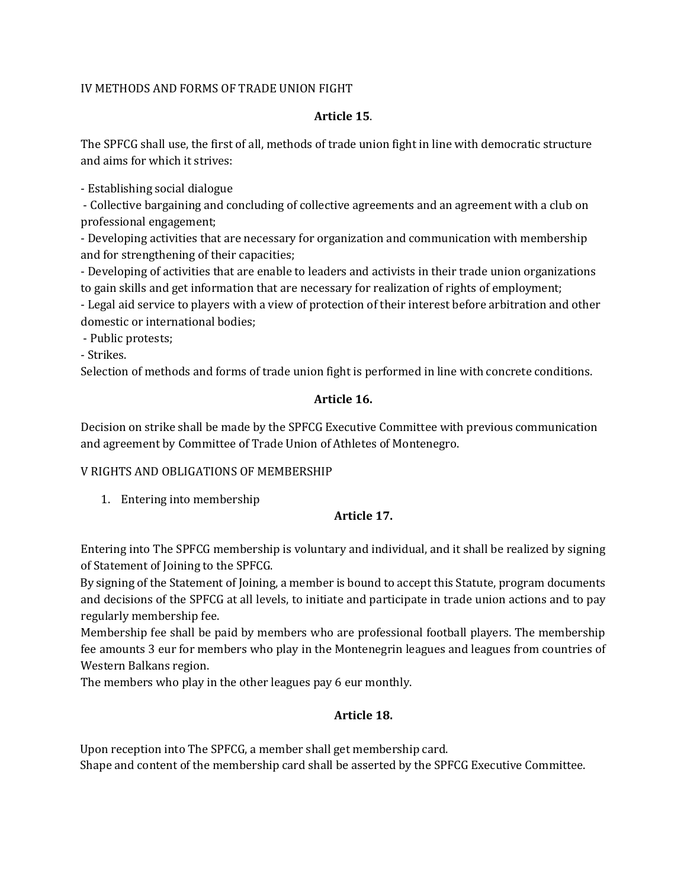## IV METHODS AND FORMS OF TRADE UNION FIGHT

### Article 15.

The SPFCG shall use, the first of all, methods of trade union fight in line with democratic structure and aims for which it strives:

- Establishing social dialogue
- Collective bargaining and concluding of collective agreements and an agreement with a club on professional engagement;
- Developing activities that are necessary for organization and communication with membership and for strengthening of their capacities;
- Developing of activities that are enable to leaders and activists in their trade union organizations to gain skills and get information that are necessary for realization of rights of employment;
- Legal aid service to players with a view of protection of their interest before arbitration and other domestic or international bodies;
- Public protests;
- Strikes.

Selection of methods and forms of trade union fight is performed in line with concrete conditions.

### Article 16.

Decision on strike shall be made by the SPFCG Executive Committee with previous communication and agreement by Committee of Trade Union of Athletes of Montenegro.

## V RIGHTS AND OBLIGATIONS OF MEMBERSHIP

1. Entering into membership

### Article 17.

Entering into The SPFCG membership is voluntary and individual, and it shall be realized by signing of Statement of Joining to the SPFCG.

By signing of the Statement of Joining, a member is bound to accept this Statute, program documents and decisions of the SPFCG at all levels, to initiate and participate in trade union actions and to pay regularly membership fee.

Membership fee shall be paid by members who are professional football players. The membership fee amounts 3 eur for members who play in the Montenegrin leagues and leagues from countries of Western Balkans region.

The members who play in the other leagues pay 6 eur monthly.

### Article 18.

Upon reception into The SPFCG, a member shall get membership card.

Shape and content of the membership card shall be asserted by the SPFCG Executive Committee.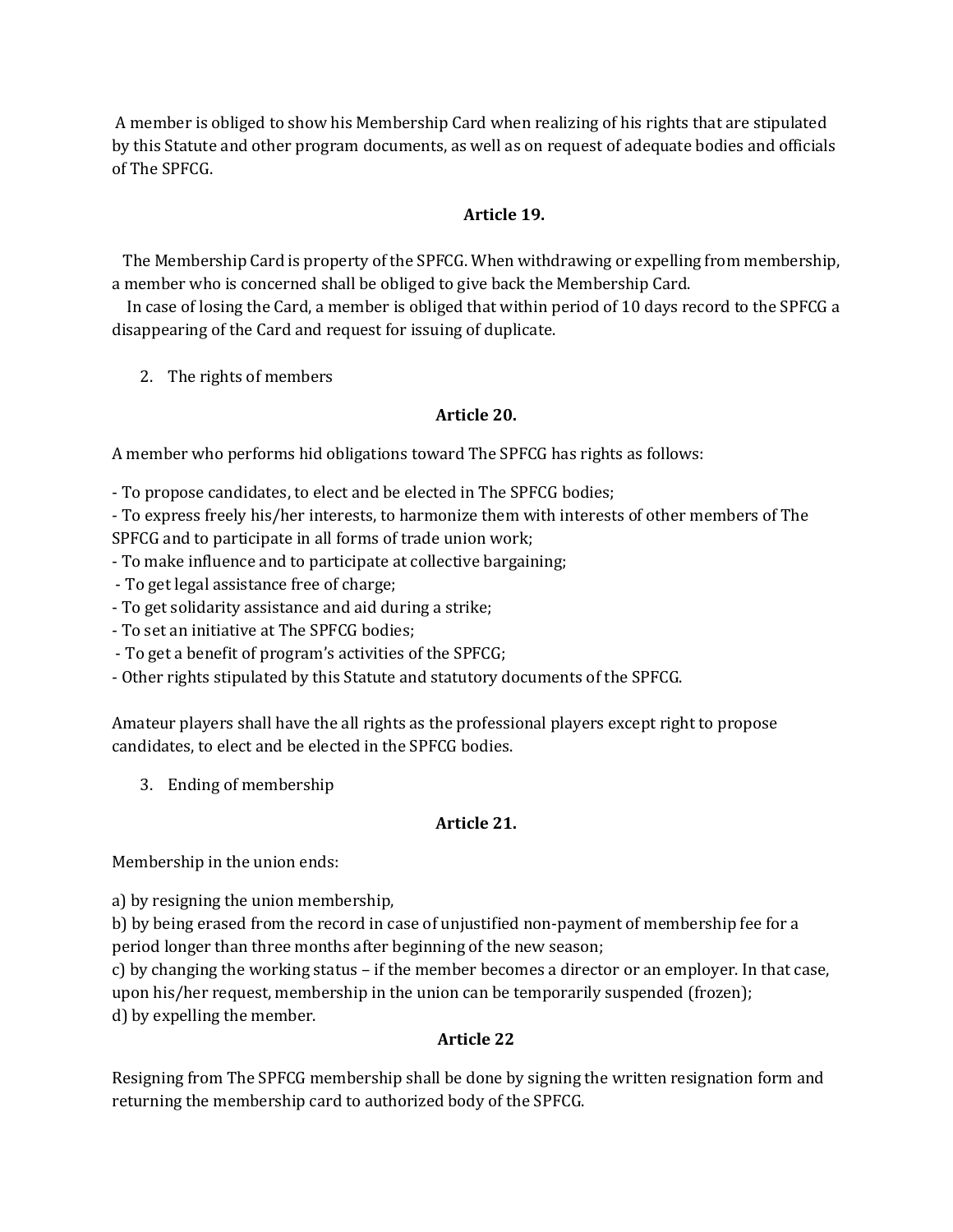A member is obliged to show his Membership Card when realizing of his rights that are stipulated by this Statute and other program documents, as well as on request of adequate bodies and officials of The SPFCG.

**Article 19.**

The Membership Card is property of the SPFCG. When withdrawing or expelling from membership, a member who is concerned shall be obliged to give back the Membership Card.

In case of losing the Card, a member is obliged that within period of 10 days record to the SPFCG a disappearing of the Card and request for issuing of duplicate.

2. The rights of members

**Article 20.**

A member who performs hid obligations toward The SPFCG has rights as follows:

- To propose candidates, to elect and be elected in The SPFCG bodies;
- To express freely his/her interests, to harmonize them with interests of other members of The SPFCG and to participate in all forms of trade union work;
- To make influence and to participate at collective bargaining;
- To get legal assistance free of charge;
- To get solidarity assistance and aid during a strike;
- To set an initiative at The SPFCG bodies;
- To get a benefit of program's activities of the SPFCG;
- Other rights stipulated by this Statute and statutory documents of the SPFCG.

Amateur players shall have the all rights as the professional players except right to propose candidates, to elect and be elected in the SPFCG bodies.

3. Ending of membership

**Article 21.**

Membership in the union ends:

a) by resigning the union membership,
b) by being erased from the record in case of unjustified non-payment of membership fee for a period longer than three months after beginning of the new season;
c) by changing the working status – if the member becomes a director or an employer. In that case, upon his/her request, membership in the union can be temporarily suspended (frozen);
d) by expelling the member.

**Article 22**

Resigning from The SPFCG membership shall be done by signing the written resignation form and returning the membership card to authorized body of the SPFCG.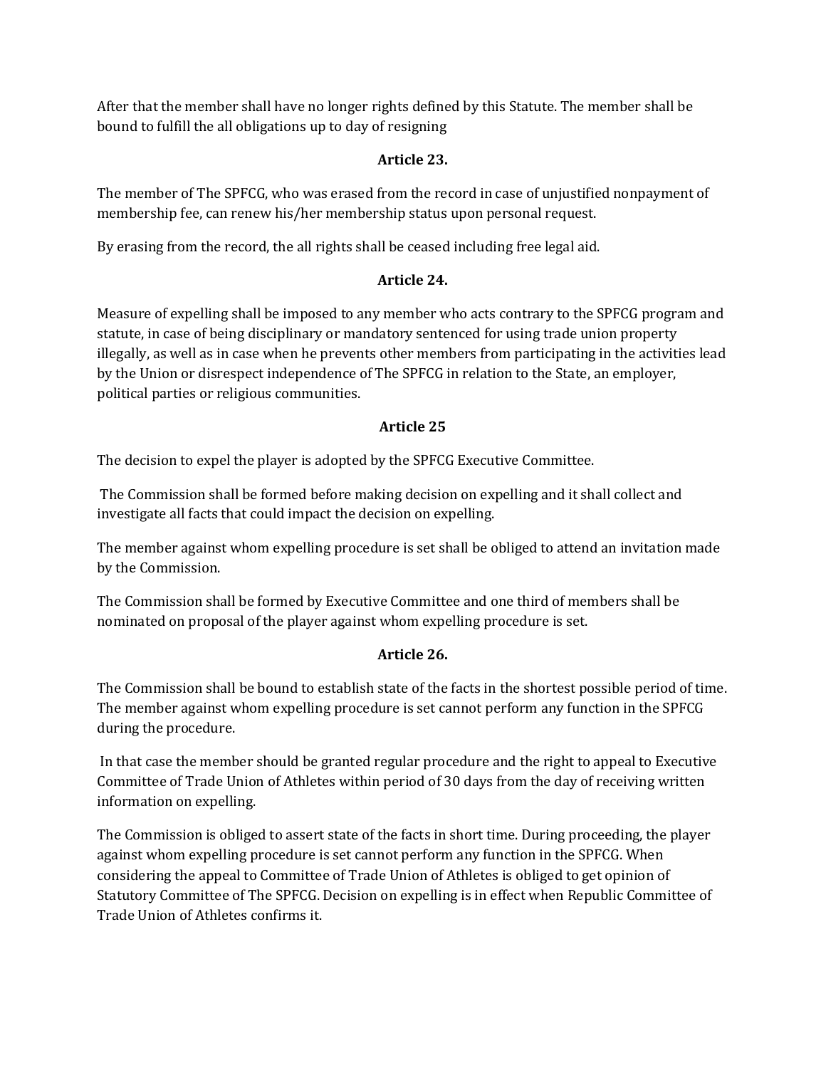After that the member shall have no longer rights defined by this Statute. The member shall be bound to fulfill the all obligations up to day of resigning

### Article 23.

The member of The SPFCG, who was erased from the record in case of unjustified nonpayment of membership fee, can renew his/her membership status upon personal request.

By erasing from the record, the all rights shall be ceased including free legal aid.

### Article 24.

Measure of expelling shall be imposed to any member who acts contrary to the SPFCG program and statute, in case of being disciplinary or mandatory sentenced for using trade union property illegally, as well as in case when he prevents other members from participating in the activities lead by the Union or disrespect independence of The SPFCG in relation to the State, an employer, political parties or religious communities.

### Article 25

The decision to expel the player is adopted by the SPFCG Executive Committee.

The Commission shall be formed before making decision on expelling and it shall collect and investigate all facts that could impact the decision on expelling.

The member against whom expelling procedure is set shall be obliged to attend an invitation made by the Commission.

The Commission shall be formed by Executive Committee and one third of members shall be nominated on proposal of the player against whom expelling procedure is set.

### Article 26.

The Commission shall be bound to establish state of the facts in the shortest possible period of time. The member against whom expelling procedure is set cannot perform any function in the SPFCG during the procedure.

In that case the member should be granted regular procedure and the right to appeal to Executive Committee of Trade Union of Athletes within period of 30 days from the day of receiving written information on expelling.

The Commission is obliged to assert state of the facts in short time. During proceeding, the player against whom expelling procedure is set cannot perform any function in the SPFCG. When considering the appeal to Committee of Trade Union of Athletes is obliged to get opinion of Statutory Committee of The SPFCG. Decision on expelling is in effect when Republic Committee of Trade Union of Athletes confirms it.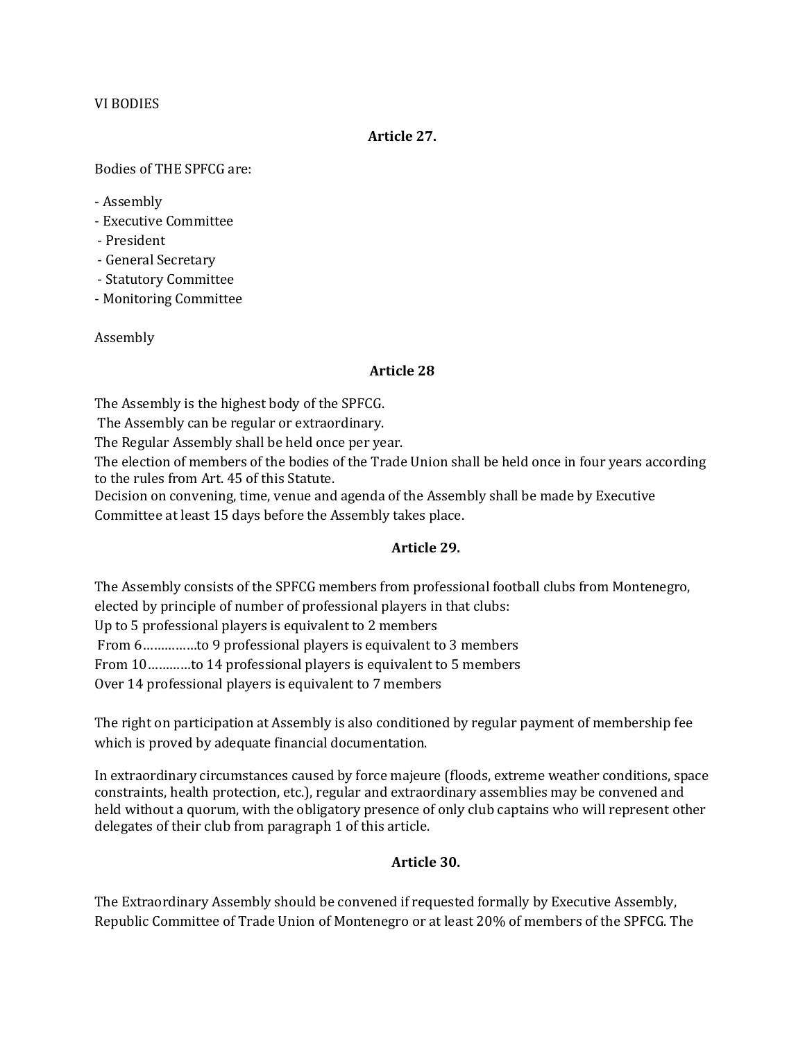VI BODIES

**Article 27.**

Bodies of THE SPFCG are:

- Assembly
- Executive Committee
- President
- General Secretary
- Statutory Committee
- Monitoring Committee

Assembly

**Article 28**

The Assembly is the highest body of the SPFCG.

The Assembly can be regular or extraordinary.

The Regular Assembly shall be held once per year.

The election of members of the bodies of the Trade Union shall be held once in four years according to the rules from Art. 45 of this Statute.

Decision on convening, time, venue and agenda of the Assembly shall be made by Executive Committee at least 15 days before the Assembly takes place.

**Article 29.**

The Assembly consists of the SPFCG members from professional football clubs from Montenegro, elected by principle of number of professional players in that clubs:

Up to 5 professional players is equivalent to 2 members

From 6……………to 9 professional players is equivalent to 3 members

From 10…………to 14 professional players is equivalent to 5 members

Over 14 professional players is equivalent to 7 members

The right on participation at Assembly is also conditioned by regular payment of membership fee which is proved by adequate financial documentation.

In extraordinary circumstances caused by force majeure (floods, extreme weather conditions, space constraints, health protection, etc.), regular and extraordinary assemblies may be convened and held without a quorum, with the obligatory presence of only club captains who will represent other delegates of their club from paragraph 1 of this article.

**Article 30.**

The Extraordinary Assembly should be convened if requested formally by Executive Assembly, Republic Committee of Trade Union of Montenegro or at least 20% of members of the SPFCG. The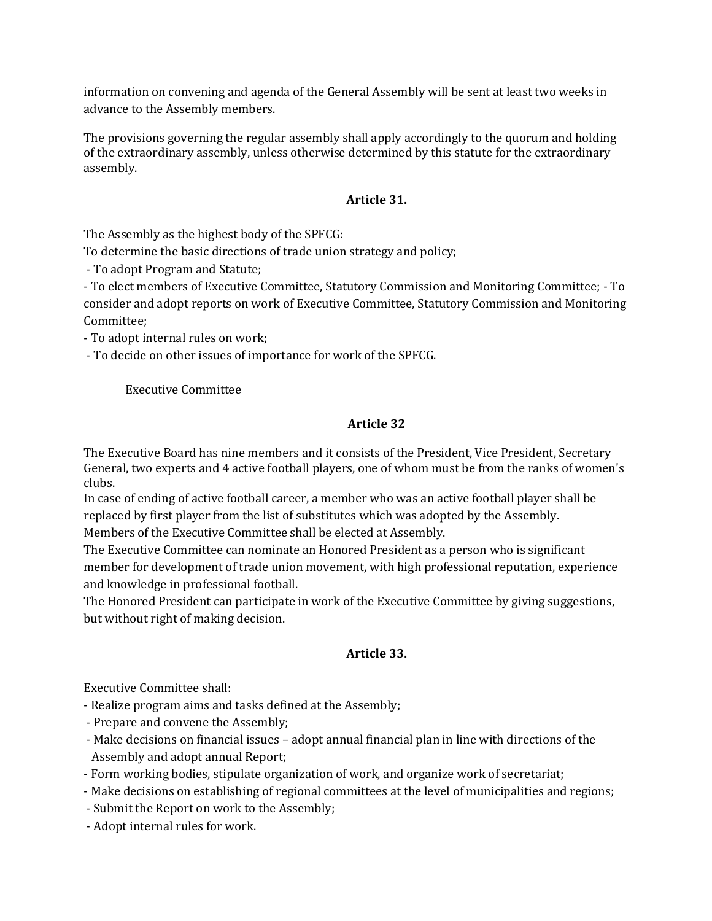information on convening and agenda of the General Assembly will be sent at least two weeks in advance to the Assembly members.

The provisions governing the regular assembly shall apply accordingly to the quorum and holding of the extraordinary assembly, unless otherwise determined by this statute for the extraordinary assembly.

**Article 31.**

The Assembly as the highest body of the SPFCG:

To determine the basic directions of trade union strategy and policy;

- To adopt Program and Statute;
- To elect members of Executive Committee, Statutory Commission and Monitoring Committee; - To consider and adopt reports on work of Executive Committee, Statutory Commission and Monitoring Committee;
- To adopt internal rules on work;
- To decide on other issues of importance for work of the SPFCG.

Executive Committee

**Article 32**

The Executive Board has nine members and it consists of the President, Vice President, Secretary General, two experts and 4 active football players, one of whom must be from the ranks of women's clubs.

In case of ending of active football career, a member who was an active football player shall be replaced by first player from the list of substitutes which was adopted by the Assembly.

Members of the Executive Committee shall be elected at Assembly.

The Executive Committee can nominate an Honored President as a person who is significant member for development of trade union movement, with high professional reputation, experience and knowledge in professional football.

The Honored President can participate in work of the Executive Committee by giving suggestions, but without right of making decision.

**Article 33.**

Executive Committee shall:

- Realize program aims and tasks defined at the Assembly;
- Prepare and convene the Assembly;
- Make decisions on financial issues – adopt annual financial plan in line with directions of the Assembly and adopt annual Report;
- Form working bodies, stipulate organization of work, and organize work of secretariat;
- Make decisions on establishing of regional committees at the level of municipalities and regions;
- Submit the Report on work to the Assembly;
- Adopt internal rules for work.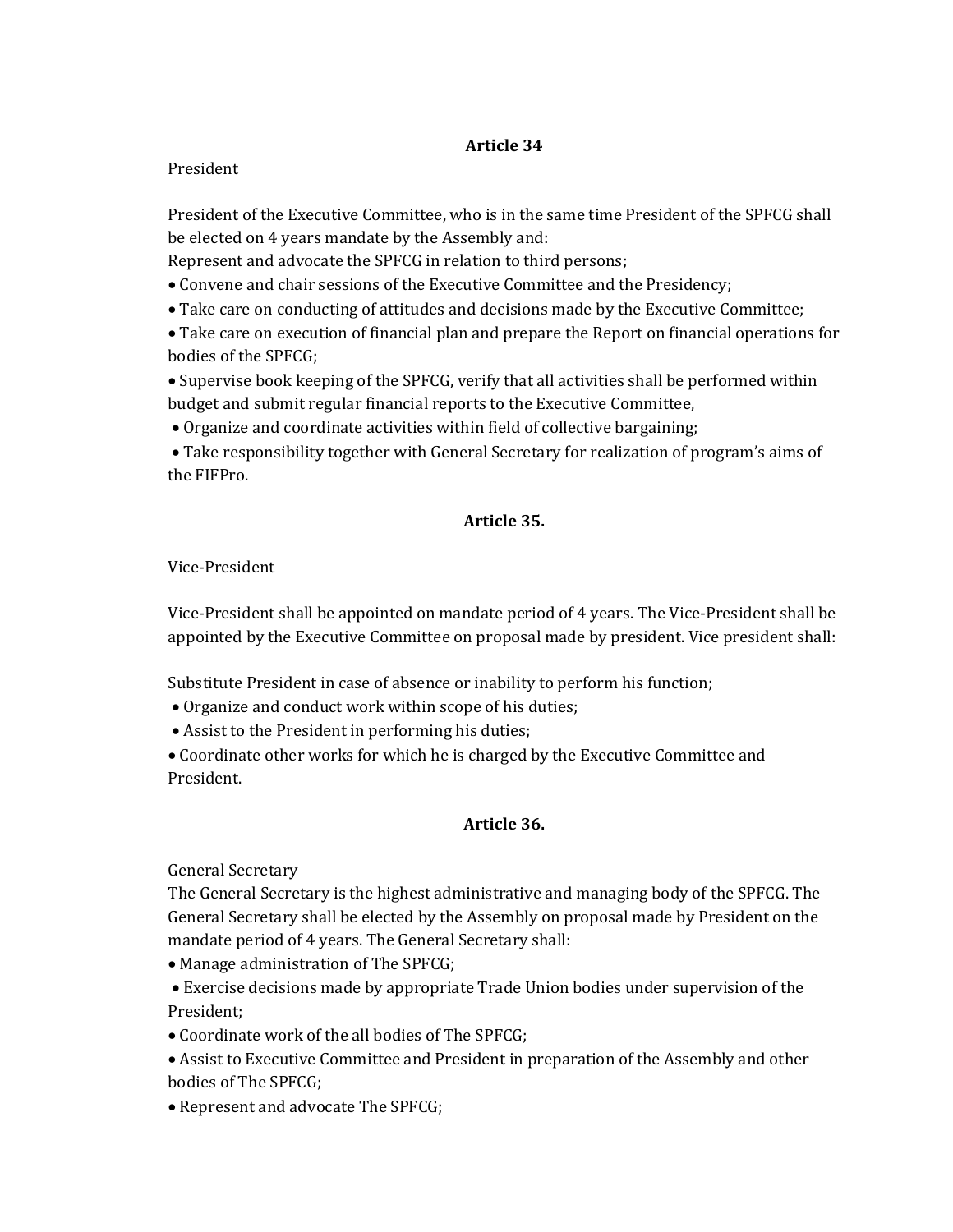**Article 34**

President

President of the Executive Committee, who is in the same time President of the SPFCG shall be elected on 4 years mandate by the Assembly and:

Represent and advocate the SPFCG in relation to third persons;

- Convene and chair sessions of the Executive Committee and the Presidency;
- Take care on conducting of attitudes and decisions made by the Executive Committee;
- Take care on execution of financial plan and prepare the Report on financial operations for bodies of the SPFCG;
- Supervise book keeping of the SPFCG, verify that all activities shall be performed within budget and submit regular financial reports to the Executive Committee,
- Organize and coordinate activities within field of collective bargaining;
- Take responsibility together with General Secretary for realization of program's aims of the FIFPro.

**Article 35.**

Vice-President

Vice-President shall be appointed on mandate period of 4 years. The Vice-President shall be appointed by the Executive Committee on proposal made by president. Vice president shall:

Substitute President in case of absence or inability to perform his function;

- Organize and conduct work within scope of his duties;
- Assist to the President in performing his duties;
- Coordinate other works for which he is charged by the Executive Committee and President.

**Article 36.**

General Secretary

The General Secretary is the highest administrative and managing body of the SPFCG. The General Secretary shall be elected by the Assembly on proposal made by President on the mandate period of 4 years. The General Secretary shall:

- Manage administration of The SPFCG;
- Exercise decisions made by appropriate Trade Union bodies under supervision of the President;
- Coordinate work of the all bodies of The SPFCG;
- Assist to Executive Committee and President in preparation of the Assembly and other bodies of The SPFCG;
- Represent and advocate The SPFCG;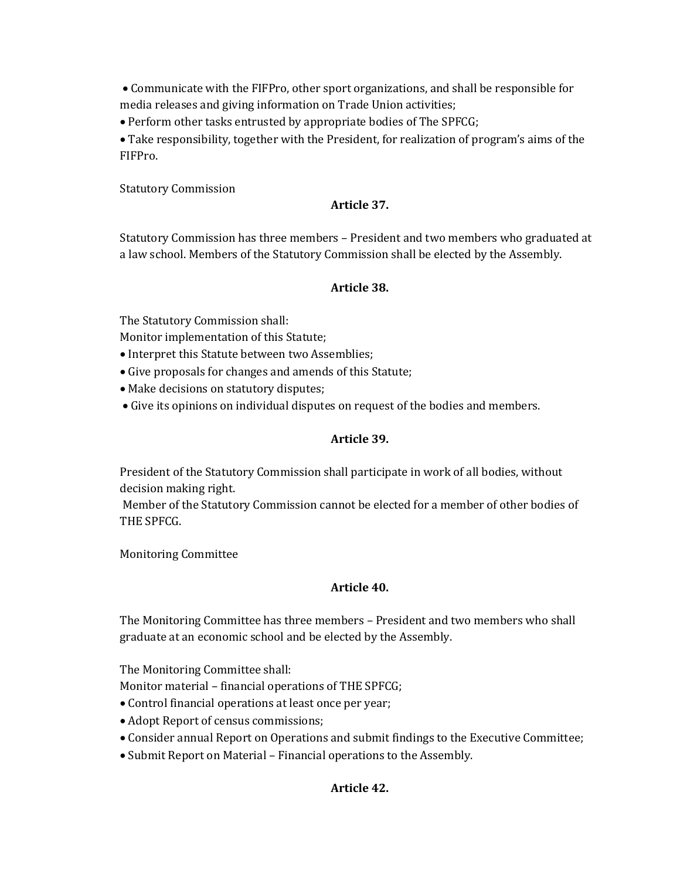- Communicate with the FIFPro, other sport organizations, and shall be responsible for media releases and giving information on Trade Union activities;
- Perform other tasks entrusted by appropriate bodies of The SPFCG;
- Take responsibility, together with the President, for realization of program's aims of the FIFPro.

Statutory Commission

**Article 37.**

Statutory Commission has three members – President and two members who graduated at a law school. Members of the Statutory Commission shall be elected by the Assembly.

**Article 38.**

The Statutory Commission shall:

Monitor implementation of this Statute;

- Interpret this Statute between two Assemblies;
- Give proposals for changes and amends of this Statute;
- Make decisions on statutory disputes;
- Give its opinions on individual disputes on request of the bodies and members.

**Article 39.**

President of the Statutory Commission shall participate in work of all bodies, without decision making right.

Member of the Statutory Commission cannot be elected for a member of other bodies of THE SPFCG.

Monitoring Committee

**Article 40.**

The Monitoring Committee has three members – President and two members who shall graduate at an economic school and be elected by the Assembly.

The Monitoring Committee shall:

Monitor material – financial operations of THE SPFCG;

- Control financial operations at least once per year;
- Adopt Report of census commissions;
- Consider annual Report on Operations and submit findings to the Executive Committee;
- Submit Report on Material – Financial operations to the Assembly.

**Article 42.**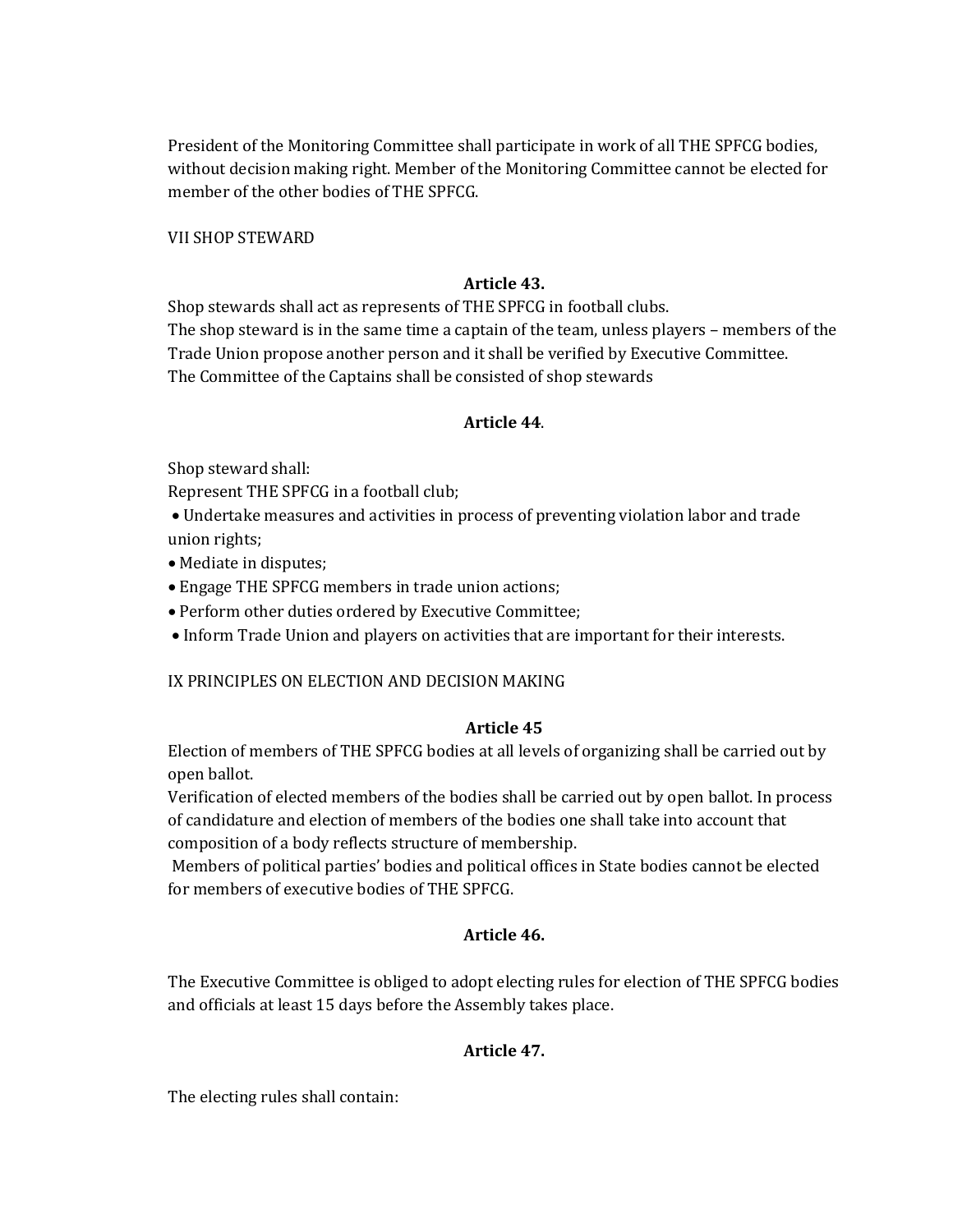President of the Monitoring Committee shall participate in work of all THE SPFCG bodies, without decision making right. Member of the Monitoring Committee cannot be elected for member of the other bodies of THE SPFCG.

VII SHOP STEWARD

### Article 43.

Shop stewards shall act as represents of THE SPFCG in football clubs.
The shop steward is in the same time a captain of the team, unless players – members of the Trade Union propose another person and it shall be verified by Executive Committee.
The Committee of the Captains shall be consisted of shop stewards

### Article 44.

Shop steward shall:
Represent THE SPFCG in a football club;

- Undertake measures and activities in process of preventing violation labor and trade union rights;
- Mediate in disputes;
- Engage THE SPFCG members in trade union actions;
- Perform other duties ordered by Executive Committee;
- Inform Trade Union and players on activities that are important for their interests.

IX PRINCIPLES ON ELECTION AND DECISION MAKING

### Article 45

Election of members of THE SPFCG bodies at all levels of organizing shall be carried out by open ballot.
Verification of elected members of the bodies shall be carried out by open ballot. In process of candidature and election of members of the bodies one shall take into account that composition of a body reflects structure of membership.
Members of political parties' bodies and political offices in State bodies cannot be elected for members of executive bodies of THE SPFCG.

### Article 46.

The Executive Committee is obliged to adopt electing rules for election of THE SPFCG bodies and officials at least 15 days before the Assembly takes place.

### Article 47.

The electing rules shall contain: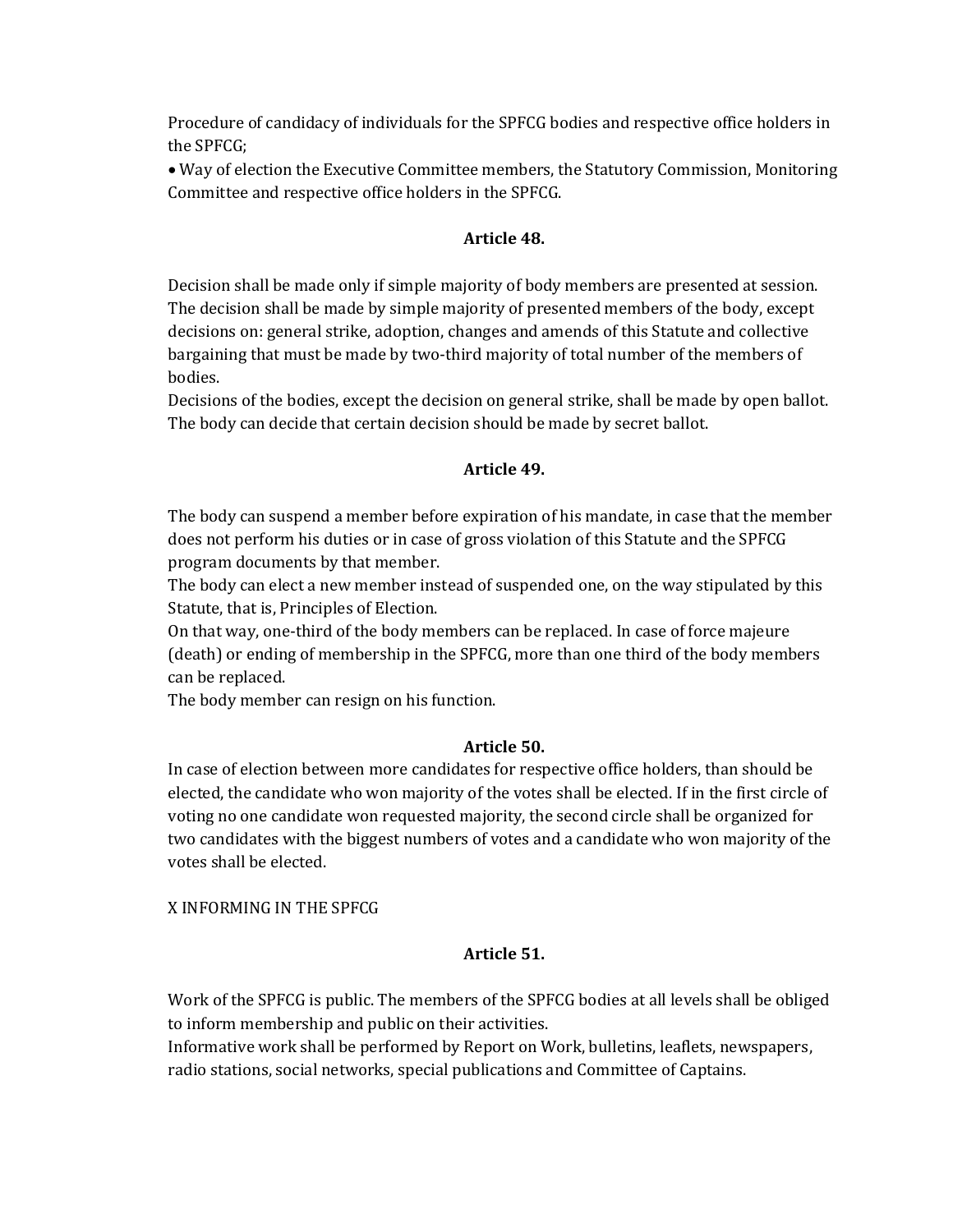Procedure of candidacy of individuals for the SPFCG bodies and respective office holders in the SPFCG;

- Way of election the Executive Committee members, the Statutory Commission, Monitoring Committee and respective office holders in the SPFCG.

**Article 48.**

Decision shall be made only if simple majority of body members are presented at session. The decision shall be made by simple majority of presented members of the body, except decisions on: general strike, adoption, changes and amends of this Statute and collective bargaining that must be made by two-third majority of total number of the members of bodies.

Decisions of the bodies, except the decision on general strike, shall be made by open ballot. The body can decide that certain decision should be made by secret ballot.

**Article 49.**

The body can suspend a member before expiration of his mandate, in case that the member does not perform his duties or in case of gross violation of this Statute and the SPFCG program documents by that member.

The body can elect a new member instead of suspended one, on the way stipulated by this Statute, that is, Principles of Election.

On that way, one-third of the body members can be replaced. In case of force majeure (death) or ending of membership in the SPFCG, more than one third of the body members can be replaced.

The body member can resign on his function.

**Article 50.**

In case of election between more candidates for respective office holders, than should be elected, the candidate who won majority of the votes shall be elected. If in the first circle of voting no one candidate won requested majority, the second circle shall be organized for two candidates with the biggest numbers of votes and a candidate who won majority of the votes shall be elected.

X INFORMING IN THE SPFCG

**Article 51.**

Work of the SPFCG is public. The members of the SPFCG bodies at all levels shall be obliged to inform membership and public on their activities.

Informative work shall be performed by Report on Work, bulletins, leaflets, newspapers, radio stations, social networks, special publications and Committee of Captains.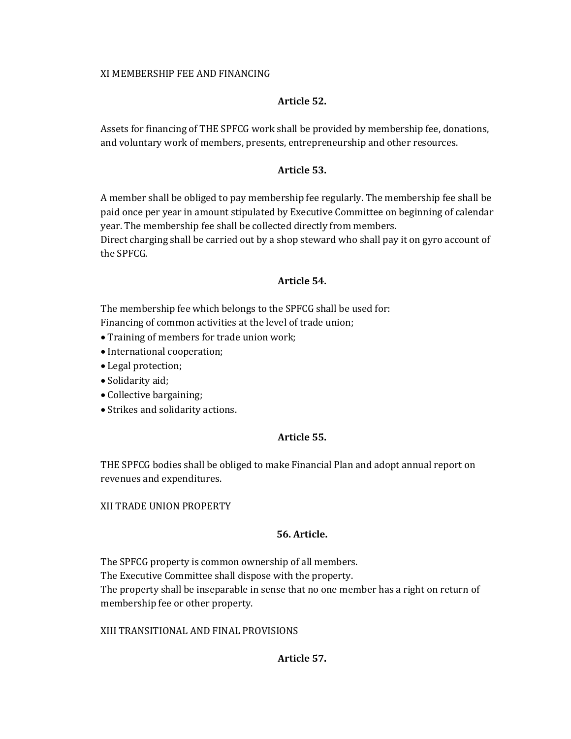## XI MEMBERSHIP FEE AND FINANCING

**Article 52.**

Assets for financing of THE SPFCG work shall be provided by membership fee, donations, and voluntary work of members, presents, entrepreneurship and other resources.

**Article 53.**

A member shall be obliged to pay membership fee regularly. The membership fee shall be paid once per year in amount stipulated by Executive Committee on beginning of calendar year. The membership fee shall be collected directly from members.
Direct charging shall be carried out by a shop steward who shall pay it on gyro account of the SPFCG.

**Article 54.**

The membership fee which belongs to the SPFCG shall be used for:
Financing of common activities at the level of trade union;

- Training of members for trade union work;
- International cooperation;
- Legal protection;
- Solidarity aid;
- Collective bargaining;
- Strikes and solidarity actions.

**Article 55.**

THE SPFCG bodies shall be obliged to make Financial Plan and adopt annual report on revenues and expenditures.

## XII TRADE UNION PROPERTY

**56. Article.**

The SPFCG property is common ownership of all members.
The Executive Committee shall dispose with the property.
The property shall be inseparable in sense that no one member has a right on return of membership fee or other property.

## XIII TRANSITIONAL AND FINAL PROVISIONS

**Article 57.**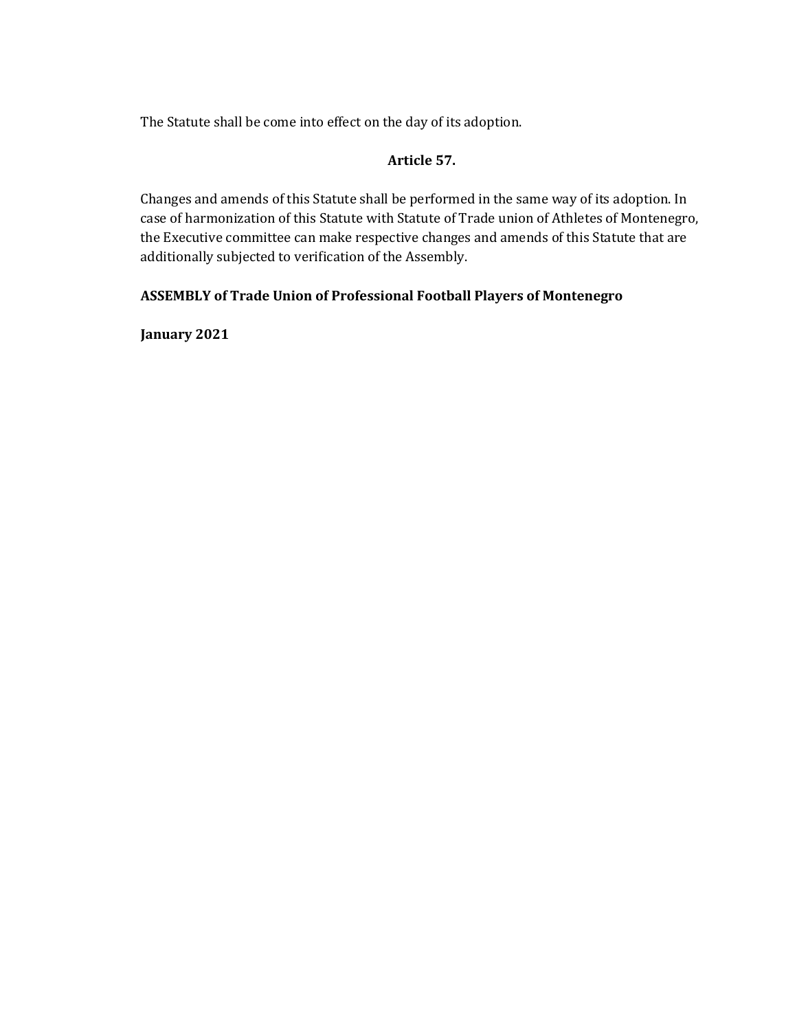The Statute shall be come into effect on the day of its adoption.

**Article 57.**

Changes and amends of this Statute shall be performed in the same way of its adoption. In case of harmonization of this Statute with Statute of Trade union of Athletes of Montenegro, the Executive committee can make respective changes and amends of this Statute that are additionally subjected to verification of the Assembly.

**ASSEMBLY of Trade Union of Professional Football Players of Montenegro**

**January 2021**